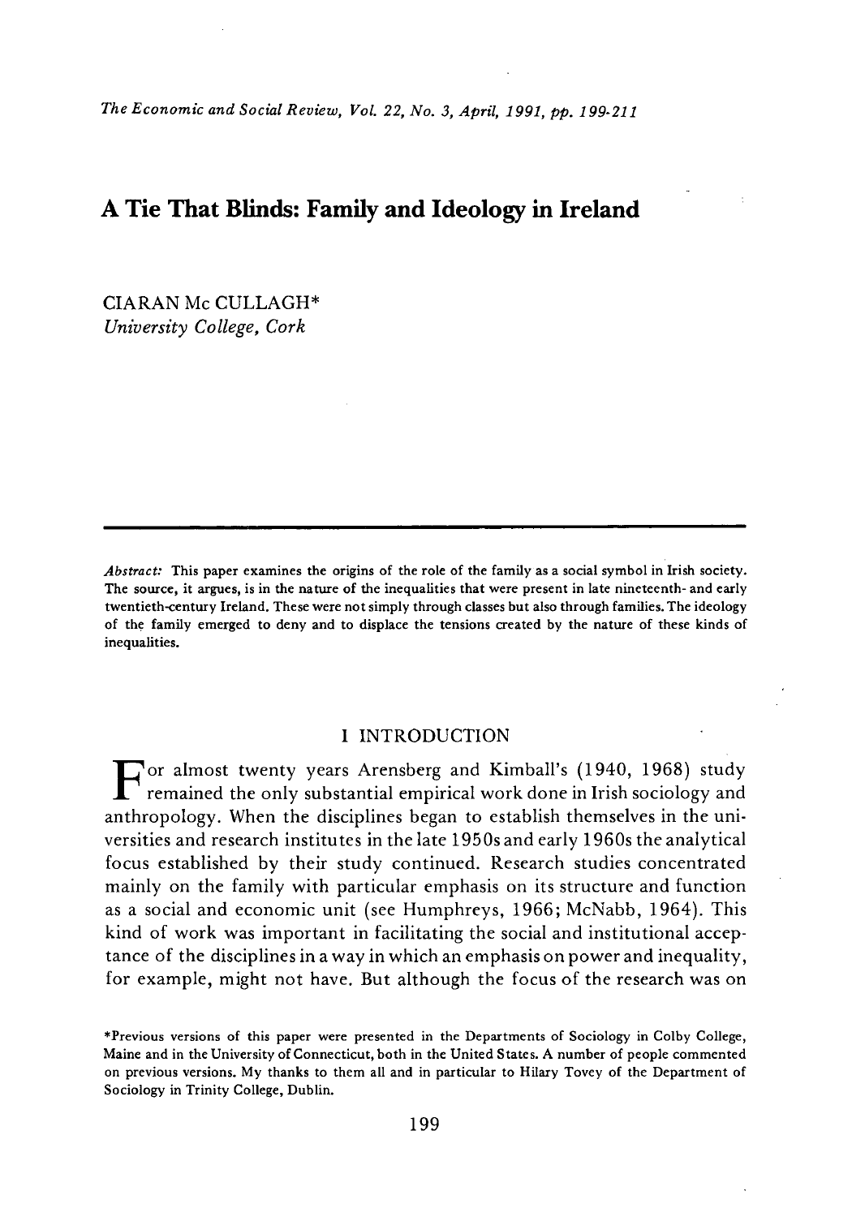# A Tie That Blinds: Family and Ideology in Ireland

CIARAN Mc CULLAGH*
*University College, Cork*

*Abstract:* This paper examines the origins of the role of the family as a social symbol in Irish society. The source, it argues, is in the nature of the inequalities that were present in late nineteenth- and early twentieth-century Ireland. These were not simply through classes but also through families. The ideology of the family emerged to deny and to displace the tensions created by the nature of these kinds of inequalities.

## I INTRODUCTION

For almost twenty years Arensberg and Kimball's (1940, 1968) study remained the only substantial empirical work done in Irish sociology and anthropology. When the disciplines began to establish themselves in the universities and research institutes in the late 1950s and early 1960s the analytical focus established by their study continued. Research studies concentrated mainly on the family with particular emphasis on its structure and function as a social and economic unit (see Humphreys, 1966; McNabb, 1964). This kind of work was important in facilitating the social and institutional acceptance of the disciplines in a way in which an emphasis on power and inequality, for example, might not have. But although the focus of the research was on

*Previous versions of this paper were presented in the Departments of Sociology in Colby College, Maine and in the University of Connecticut, both in the United States. A number of people commented on previous versions. My thanks to them all and in particular to Hilary Tovey of the Department of Sociology in Trinity College, Dublin.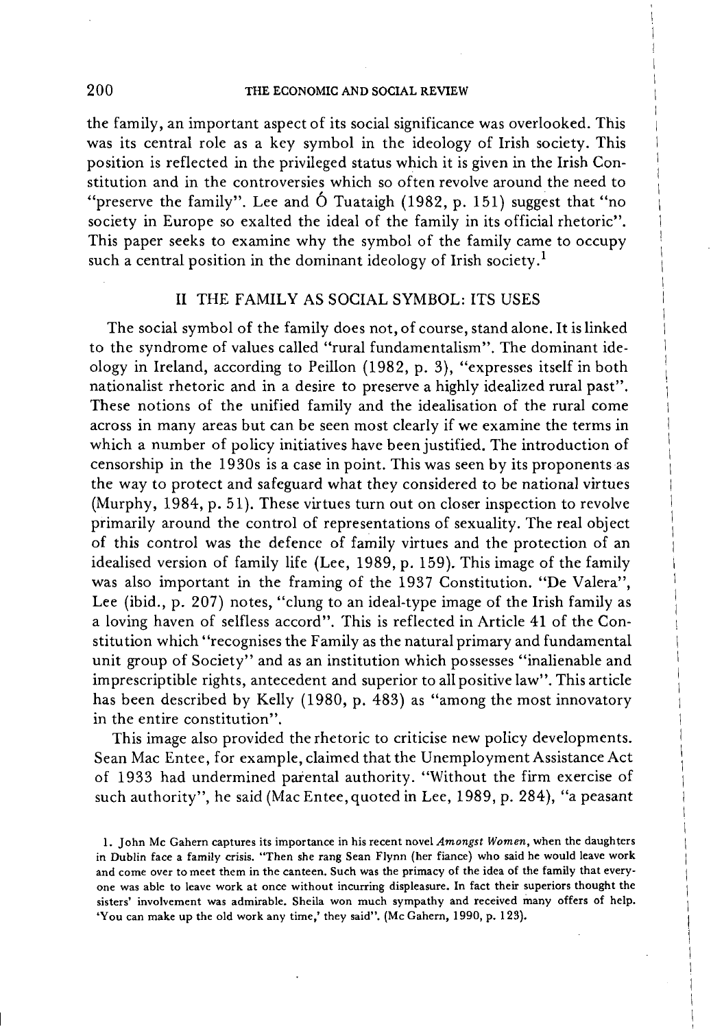the family, an important aspect of its social significance was overlooked. This was its central role as a key symbol in the ideology of Irish society. This position is reflected in the privileged status which it is given in the Irish Constitution and in the controversies which so often revolve around the need to "preserve the family". Lee and Ó Tuataigh (1982, p. 151) suggest that "no society in Europe so exalted the ideal of the family in its official rhetoric". This paper seeks to examine why the symbol of the family came to occupy such a central position in the dominant ideology of Irish society.[1]

## II THE FAMILY AS SOCIAL SYMBOL: ITS USES

The social symbol of the family does not, of course, stand alone. It is linked to the syndrome of values called "rural fundamentalism". The dominant ideology in Ireland, according to Peillon (1982, p. 3), "expresses itself in both nationalist rhetoric and in a desire to preserve a highly idealized rural past". These notions of the unified family and the idealisation of the rural come across in many areas but can be seen most clearly if we examine the terms in which a number of policy initiatives have been justified. The introduction of censorship in the 1930s is a case in point. This was seen by its proponents as the way to protect and safeguard what they considered to be national virtues (Murphy, 1984, p. 51). These virtues turn out on closer inspection to revolve primarily around the control of representations of sexuality. The real object of this control was the defence of family virtues and the protection of an idealised version of family life (Lee, 1989, p. 159). This image of the family was also important in the framing of the 1937 Constitution. "De Valera", Lee (ibid., p. 207) notes, "clung to an ideal-type image of the Irish family as a loving haven of selfless accord". This is reflected in Article 41 of the Constitution which "recognises the Family as the natural primary and fundamental unit group of Society" and as an institution which possesses "inalienable and imprescriptible rights, antecedent and superior to all positive law". This article has been described by Kelly (1980, p. 483) as "among the most innovatory in the entire constitution".

This image also provided the rhetoric to criticise new policy developments. Sean Mac Entee, for example, claimed that the Unemployment Assistance Act of 1933 had undermined parental authority. "Without the firm exercise of such authority", he said (Mac Entee, quoted in Lee, 1989, p. 284), "a peasant

1. John Mc Gahern captures its importance in his recent novel *Amongst Women*, when the daughters in Dublin face a family crisis. "Then she rang Sean Flynn (her fiance) who said he would leave work and come over to meet them in the canteen. Such was the primacy of the idea of the family that everyone was able to leave work at once without incurring displeasure. In fact their superiors thought the sisters' involvement was admirable. Sheila won much sympathy and received many offers of help. 'You can make up the old work any time,' they said". (Mc Gahern, 1990, p. 123).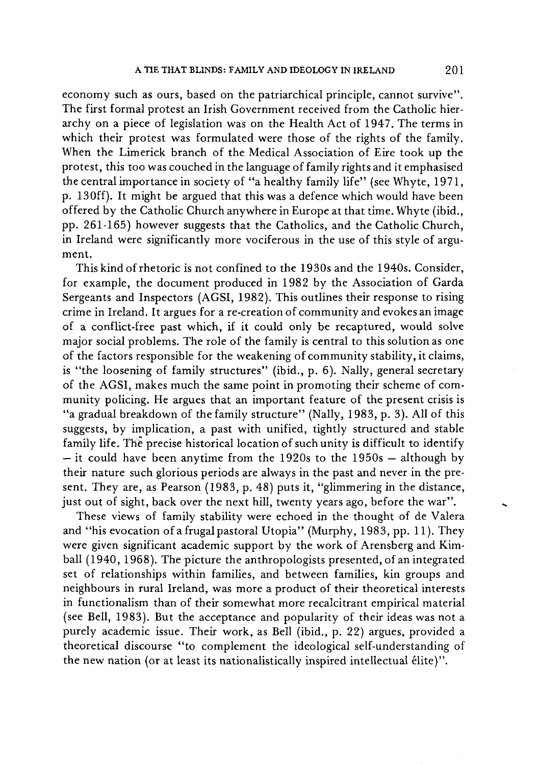economy such as ours, based on the patriarchical principle, cannot survive". The first formal protest an Irish Government received from the Catholic hierarchy on a piece of legislation was on the Health Act of 1947. The terms in which their protest was formulated were those of the rights of the family. When the Limerick branch of the Medical Association of Eire took up the protest, this too was couched in the language of family rights and it emphasised the central importance in society of "a healthy family life" (see Whyte, 1971, p. 130ff). It might be argued that this was a defence which would have been offered by the Catholic Church anywhere in Europe at that time. Whyte (ibid., pp. 261-165) however suggests that the Catholics, and the Catholic Church, in Ireland were significantly more vociferous in the use of this style of argument.

This kind of rhetoric is not confined to the 1930s and the 1940s. Consider, for example, the document produced in 1982 by the Association of Garda Sergeants and Inspectors (AGSI, 1982). This outlines their response to rising crime in Ireland. It argues for a re-creation of community and evokes an image of a conflict-free past which, if it could only be recaptured, would solve major social problems. The role of the family is central to this solution as one of the factors responsible for the weakening of community stability, it claims, is "the loosening of family structures" (ibid., p. 6). Nally, general secretary of the AGSI, makes much the same point in promoting their scheme of community policing. He argues that an important feature of the present crisis is "a gradual breakdown of the family structure" (Nally, 1983, p. 3). All of this suggests, by implication, a past with unified, tightly structured and stable family life. The precise historical location of such unity is difficult to identify – it could have been anytime from the 1920s to the 1950s – although by their nature such glorious periods are always in the past and never in the present. They are, as Pearson (1983, p. 48) puts it, "glimmering in the distance, just out of sight, back over the next hill, twenty years ago, before the war".

These views of family stability were echoed in the thought of de Valera and "his evocation of a frugal pastoral Utopia" (Murphy, 1983, pp. 11). They were given significant academic support by the work of Arensberg and Kimball (1940, 1968). The picture the anthropologists presented, of an integrated set of relationships within families, and between families, kin groups and neighbours in rural Ireland, was more a product of their theoretical interests in functionalism than of their somewhat more recalcitrant empirical material (see Bell, 1983). But the acceptance and popularity of their ideas was not a purely academic issue. Their work, as Bell (ibid., p. 22) argues, provided a theoretical discourse "to complement the ideological self-understanding of the new nation (or at least its nationalistically inspired intellectual élite)".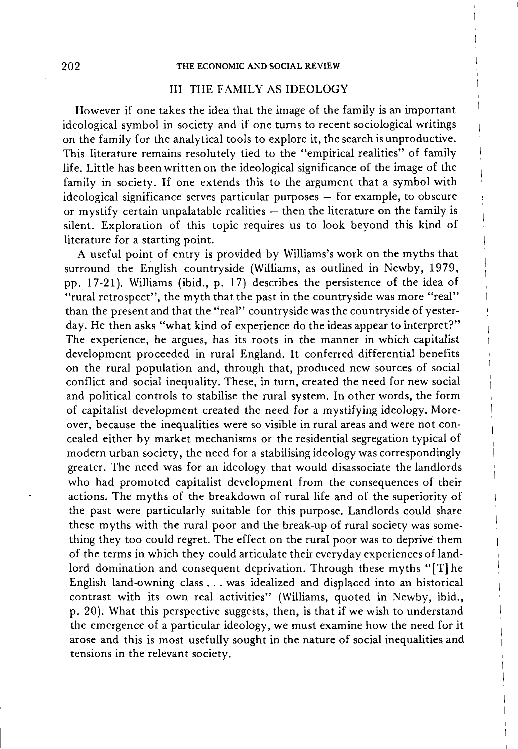## III THE FAMILY AS IDEOLOGY

However if one takes the idea that the image of the family is an important ideological symbol in society and if one turns to recent sociological writings on the family for the analytical tools to explore it, the search is unproductive. This literature remains resolutely tied to the "empirical realities" of family life. Little has been written on the ideological significance of the image of the family in society. If one extends this to the argument that a symbol with ideological significance serves particular purposes – for example, to obscure or mystify certain unpalatable realities – then the literature on the family is silent. Exploration of this topic requires us to look beyond this kind of literature for a starting point.

A useful point of entry is provided by Williams's work on the myths that surround the English countryside (Williams, as outlined in Newby, 1979, pp. 17-21). Williams (ibid., p. 17) describes the persistence of the idea of "rural retrospect", the myth that the past in the countryside was more "real" than the present and that the "real" countryside was the countryside of yesterday. He then asks "what kind of experience do the ideas appear to interpret?" The experience, he argues, has its roots in the manner in which capitalist development proceeded in rural England. It conferred differential benefits on the rural population and, through that, produced new sources of social conflict and social inequality. These, in turn, created the need for new social and political controls to stabilise the rural system. In other words, the form of capitalist development created the need for a mystifying ideology. Moreover, because the inequalities were so visible in rural areas and were not concealed either by market mechanisms or the residential segregation typical of modern urban society, the need for a stabilising ideology was correspondingly greater. The need was for an ideology that would disassociate the landlords who had promoted capitalist development from the consequences of their actions. The myths of the breakdown of rural life and of the superiority of the past were particularly suitable for this purpose. Landlords could share these myths with the rural poor and the break-up of rural society was something they too could regret. The effect on the rural poor was to deprive them of the terms in which they could articulate their everyday experiences of landlord domination and consequent deprivation. Through these myths "[T]he English land-owning class . . . was idealized and displaced into an historical contrast with its own real activities" (Williams, quoted in Newby, ibid., p. 20). What this perspective suggests, then, is that if we wish to understand the emergence of a particular ideology, we must examine how the need for it arose and this is most usefully sought in the nature of social inequalities and tensions in the relevant society.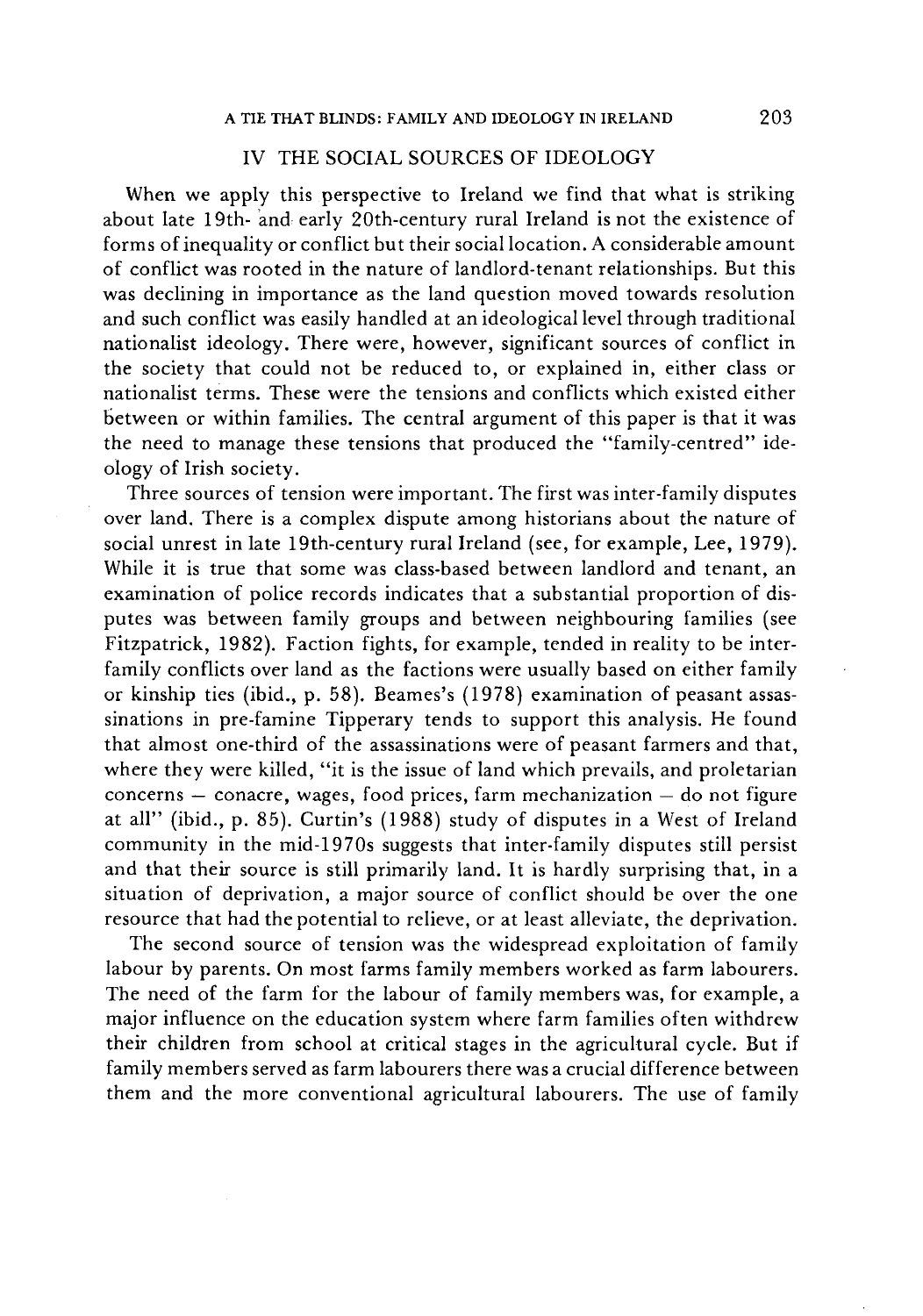## IV THE SOCIAL SOURCES OF IDEOLOGY

When we apply this perspective to Ireland we find that what is striking about late 19th- and early 20th-century rural Ireland is not the existence of forms of inequality or conflict but their social location. A considerable amount of conflict was rooted in the nature of landlord-tenant relationships. But this was declining in importance as the land question moved towards resolution and such conflict was easily handled at an ideological level through traditional nationalist ideology. There were, however, significant sources of conflict in the society that could not be reduced to, or explained in, either class or nationalist terms. These were the tensions and conflicts which existed either between or within families. The central argument of this paper is that it was the need to manage these tensions that produced the "family-centred" ideology of Irish society.

Three sources of tension were important. The first was inter-family disputes over land. There is a complex dispute among historians about the nature of social unrest in late 19th-century rural Ireland (see, for example, Lee, 1979). While it is true that some was class-based between landlord and tenant, an examination of police records indicates that a substantial proportion of disputes was between family groups and between neighbouring families (see Fitzpatrick, 1982). Faction fights, for example, tended in reality to be inter-family conflicts over land as the factions were usually based on either family or kinship ties (ibid., p. 58). Beames's (1978) examination of peasant assassinations in pre-famine Tipperary tends to support this analysis. He found that almost one-third of the assassinations were of peasant farmers and that, where they were killed, "it is the issue of land which prevails, and proletarian concerns – conacre, wages, food prices, farm mechanization – do not figure at all" (ibid., p. 85). Curtin's (1988) study of disputes in a West of Ireland community in the mid-1970s suggests that inter-family disputes still persist and that their source is still primarily land. It is hardly surprising that, in a situation of deprivation, a major source of conflict should be over the one resource that had the potential to relieve, or at least alleviate, the deprivation.

The second source of tension was the widespread exploitation of family labour by parents. On most farms family members worked as farm labourers. The need of the farm for the labour of family members was, for example, a major influence on the education system where farm families often withdrew their children from school at critical stages in the agricultural cycle. But if family members served as farm labourers there was a crucial difference between them and the more conventional agricultural labourers. The use of family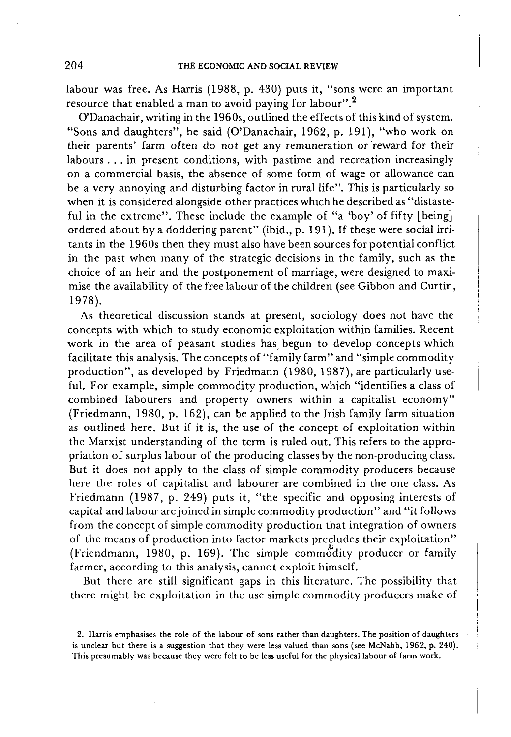labour was free. As Harris (1988, p. 430) puts it, "sons were an important resource that enabled a man to avoid paying for labour".[2]

O'Danachair, writing in the 1960s, outlined the effects of this kind of system. "Sons and daughters", he said (O'Danachair, 1962, p. 191), "who work on their parents' farm often do not get any remuneration or reward for their labours . . . in present conditions, with pastime and recreation increasingly on a commercial basis, the absence of some form of wage or allowance can be a very annoying and disturbing factor in rural life". This is particularly so when it is considered alongside other practices which he described as "distasteful in the extreme". These include the example of "a 'boy' of fifty [being] ordered about by a doddering parent" (ibid., p. 191). If these were social irritants in the 1960s then they must also have been sources for potential conflict in the past when many of the strategic decisions in the family, such as the choice of an heir and the postponement of marriage, were designed to maximise the availability of the free labour of the children (see Gibbon and Curtin, 1978).

As theoretical discussion stands at present, sociology does not have the concepts with which to study economic exploitation within families. Recent work in the area of peasant studies has begun to develop concepts which facilitate this analysis. The concepts of "family farm" and "simple commodity production", as developed by Friedmann (1980, 1987), are particularly useful. For example, simple commodity production, which "identifies a class of combined labourers and property owners within a capitalist economy" (Friedmann, 1980, p. 162), can be applied to the Irish family farm situation as outlined here. But if it is, the use of the concept of exploitation within the Marxist understanding of the term is ruled out. This refers to the appropriation of surplus labour of the producing classes by the non-producing class. But it does not apply to the class of simple commodity producers because here the roles of capitalist and labourer are combined in the one class. As Friedmann (1987, p. 249) puts it, "the specific and opposing interests of capital and labour are joined in simple commodity production" and "it follows from the concept of simple commodity production that integration of owners of the means of production into factor markets precludes their exploitation" (Friendmann, 1980, p. 169). The simple commodity producer or family farmer, according to this analysis, cannot exploit himself.

But there are still significant gaps in this literature. The possibility that there might be exploitation in the use simple commodity producers make of

2. Harris emphasises the role of the labour of sons rather than daughters. The position of daughters is unclear but there is a suggestion that they were less valued than sons (see McNabb, 1962, p. 240). This presumably was because they were felt to be less useful for the physical labour of farm work.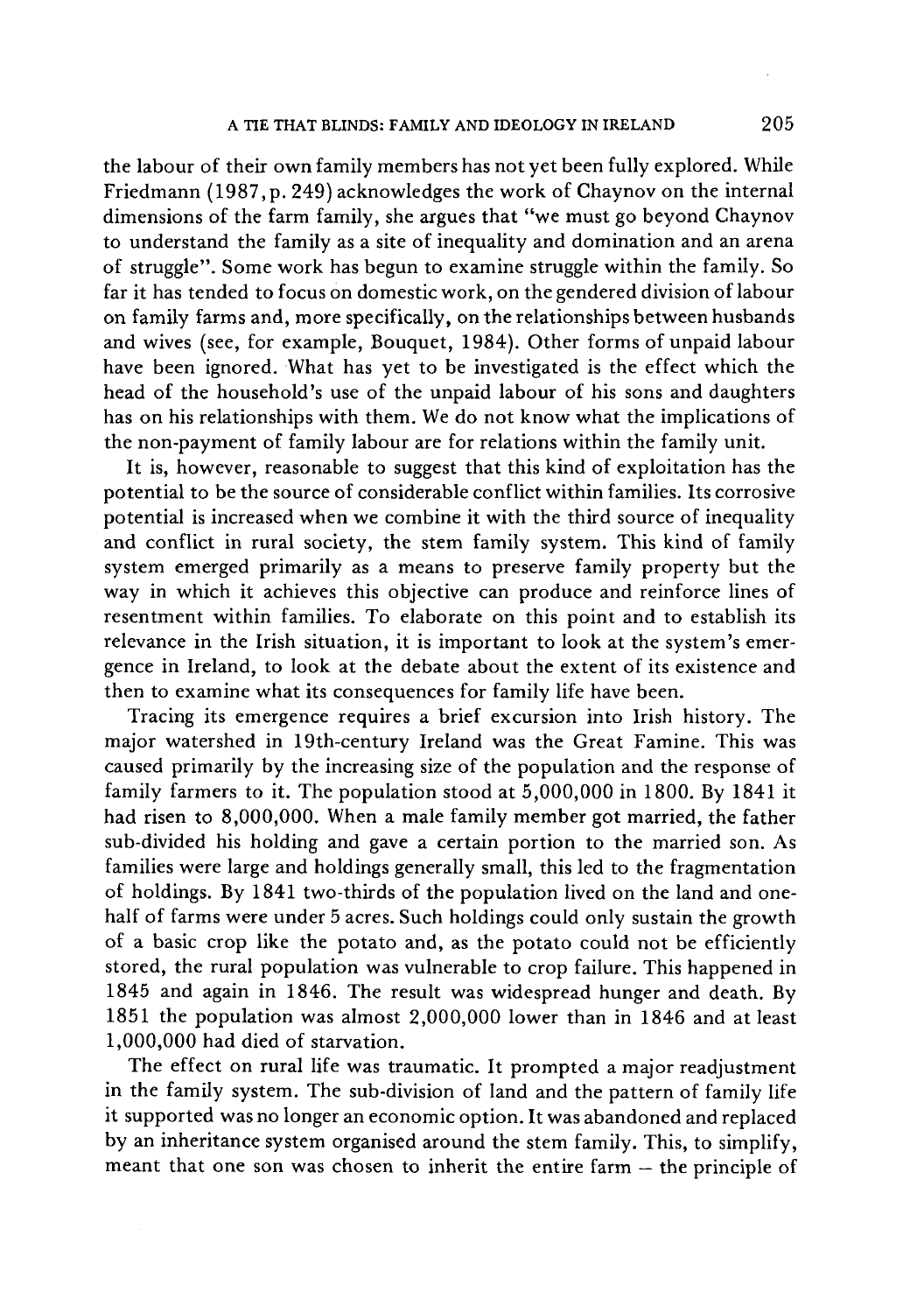the labour of their own family members has not yet been fully explored. While Friedmann (1987, p. 249) acknowledges the work of Chaynov on the internal dimensions of the farm family, she argues that "we must go beyond Chaynov to understand the family as a site of inequality and domination and an arena of struggle". Some work has begun to examine struggle within the family. So far it has tended to focus on domestic work, on the gendered division of labour on family farms and, more specifically, on the relationships between husbands and wives (see, for example, Bouquet, 1984). Other forms of unpaid labour have been ignored. What has yet to be investigated is the effect which the head of the household's use of the unpaid labour of his sons and daughters has on his relationships with them. We do not know what the implications of the non-payment of family labour are for relations within the family unit.

It is, however, reasonable to suggest that this kind of exploitation has the potential to be the source of considerable conflict within families. Its corrosive potential is increased when we combine it with the third source of inequality and conflict in rural society, the stem family system. This kind of family system emerged primarily as a means to preserve family property but the way in which it achieves this objective can produce and reinforce lines of resentment within families. To elaborate on this point and to establish its relevance in the Irish situation, it is important to look at the system's emergence in Ireland, to look at the debate about the extent of its existence and then to examine what its consequences for family life have been.

Tracing its emergence requires a brief excursion into Irish history. The major watershed in 19th-century Ireland was the Great Famine. This was caused primarily by the increasing size of the population and the response of family farmers to it. The population stood at 5,000,000 in 1800. By 1841 it had risen to 8,000,000. When a male family member got married, the father sub-divided his holding and gave a certain portion to the married son. As families were large and holdings generally small, this led to the fragmentation of holdings. By 1841 two-thirds of the population lived on the land and one-half of farms were under 5 acres. Such holdings could only sustain the growth of a basic crop like the potato and, as the potato could not be efficiently stored, the rural population was vulnerable to crop failure. This happened in 1845 and again in 1846. The result was widespread hunger and death. By 1851 the population was almost 2,000,000 lower than in 1846 and at least 1,000,000 had died of starvation.

The effect on rural life was traumatic. It prompted a major readjustment in the family system. The sub-division of land and the pattern of family life it supported was no longer an economic option. It was abandoned and replaced by an inheritance system organised around the stem family. This, to simplify, meant that one son was chosen to inherit the entire farm – the principle of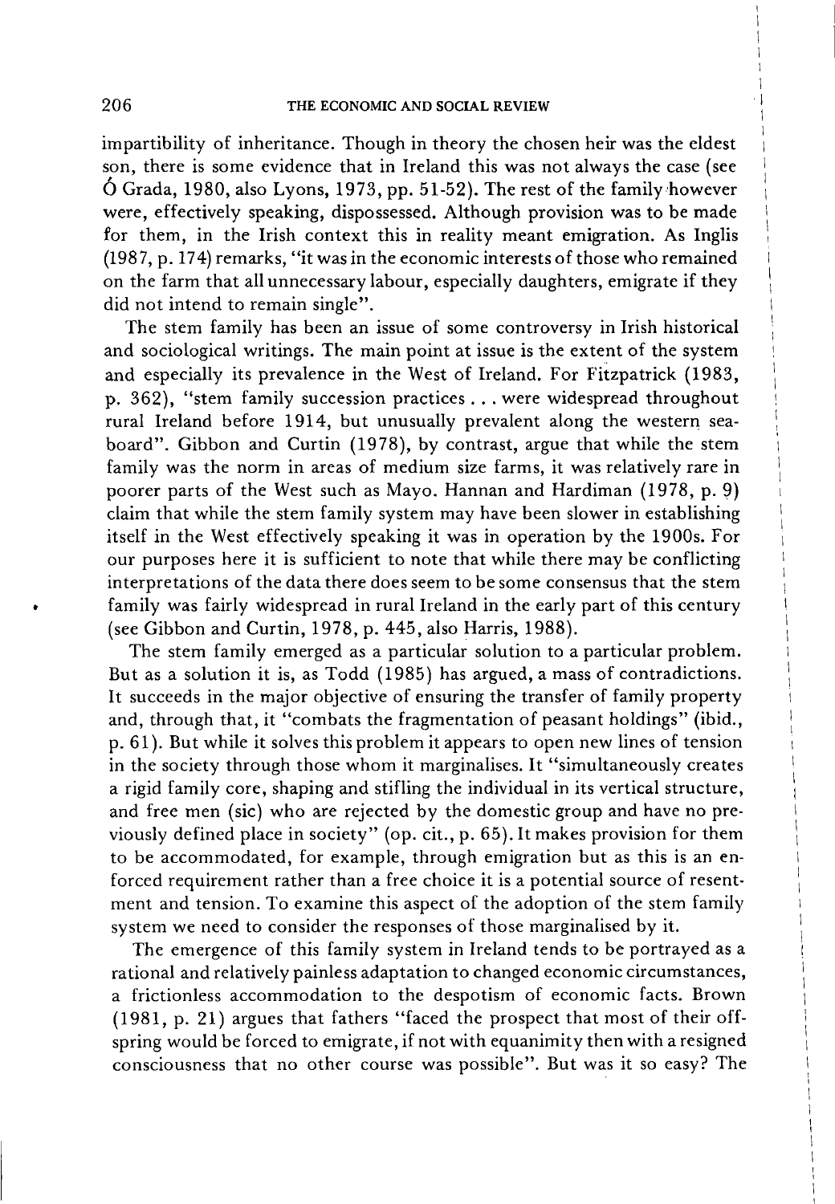impartibility of inheritance. Though in theory the chosen heir was the eldest son, there is some evidence that in Ireland this was not always the case (see Ó Grada, 1980, also Lyons, 1973, pp. 51-52). The rest of the family however were, effectively speaking, dispossessed. Although provision was to be made for them, in the Irish context this in reality meant emigration. As Inglis (1987, p. 174) remarks, "it was in the economic interests of those who remained on the farm that all unnecessary labour, especially daughters, emigrate if they did not intend to remain single".

The stem family has been an issue of some controversy in Irish historical and sociological writings. The main point at issue is the extent of the system and especially its prevalence in the West of Ireland. For Fitzpatrick (1983, p. 362), "stem family succession practices . . . were widespread throughout rural Ireland before 1914, but unusually prevalent along the western seaboard". Gibbon and Curtin (1978), by contrast, argue that while the stem family was the norm in areas of medium size farms, it was relatively rare in poorer parts of the West such as Mayo. Hannan and Hardiman (1978, p. 9) claim that while the stem family system may have been slower in establishing itself in the West effectively speaking it was in operation by the 1900s. For our purposes here it is sufficient to note that while there may be conflicting interpretations of the data there does seem to be some consensus that the stem family was fairly widespread in rural Ireland in the early part of this century (see Gibbon and Curtin, 1978, p. 445, also Harris, 1988).

The stem family emerged as a particular solution to a particular problem. But as a solution it is, as Todd (1985) has argued, a mass of contradictions. It succeeds in the major objective of ensuring the transfer of family property and, through that, it "combats the fragmentation of peasant holdings" (ibid., p. 61). But while it solves this problem it appears to open new lines of tension in the society through those whom it marginalises. It "simultaneously creates a rigid family core, shaping and stifling the individual in its vertical structure, and free men (sic) who are rejected by the domestic group and have no previously defined place in society" (op. cit., p. 65). It makes provision for them to be accommodated, for example, through emigration but as this is an enforced requirement rather than a free choice it is a potential source of resentment and tension. To examine this aspect of the adoption of the stem family system we need to consider the responses of those marginalised by it.

The emergence of this family system in Ireland tends to be portrayed as a rational and relatively painless adaptation to changed economic circumstances, a frictionless accommodation to the despotism of economic facts. Brown (1981, p. 21) argues that fathers "faced the prospect that most of their offspring would be forced to emigrate, if not with equanimity then with a resigned consciousness that no other course was possible". But was it so easy? The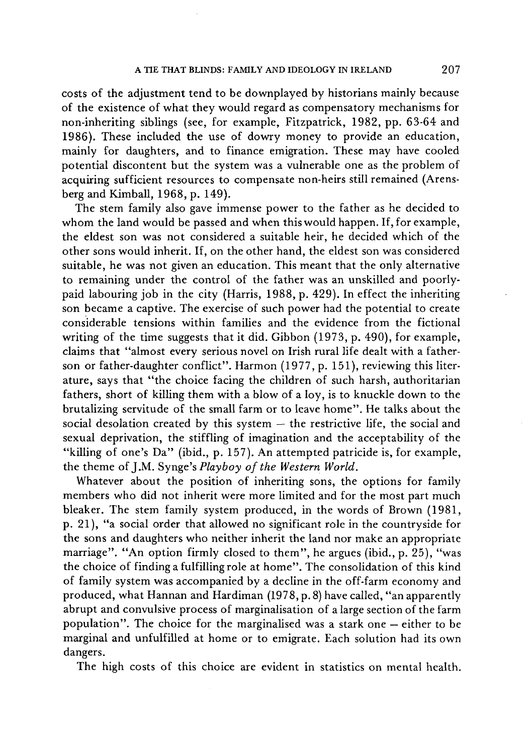costs of the adjustment tend to be downplayed by historians mainly because of the existence of what they would regard as compensatory mechanisms for non-inheriting siblings (see, for example, Fitzpatrick, 1982, pp. 63-64 and 1986). These included the use of dowry money to provide an education, mainly for daughters, and to finance emigration. These may have cooled potential discontent but the system was a vulnerable one as the problem of acquiring sufficient resources to compensate non-heirs still remained (Arensberg and Kimball, 1968, p. 149).

The stem family also gave immense power to the father as he decided to whom the land would be passed and when this would happen. If, for example, the eldest son was not considered a suitable heir, he decided which of the other sons would inherit. If, on the other hand, the eldest son was considered suitable, he was not given an education. This meant that the only alternative to remaining under the control of the father was an unskilled and poorly-paid labouring job in the city (Harris, 1988, p. 429). In effect the inheriting son became a captive. The exercise of such power had the potential to create considerable tensions within families and the evidence from the fictional writing of the time suggests that it did. Gibbon (1973, p. 490), for example, claims that "almost every serious novel on Irish rural life dealt with a father-son or father-daughter conflict". Harmon (1977, p. 151), reviewing this literature, says that "the choice facing the children of such harsh, authoritarian fathers, short of killing them with a blow of a loy, is to knuckle down to the brutalizing servitude of the small farm or to leave home". He talks about the social desolation created by this system – the restrictive life, the social and sexual deprivation, the stiffling of imagination and the acceptability of the "killing of one's Da" (ibid., p. 157). An attempted patricide is, for example, the theme of J.M. Synge's *Playboy of the Western World*.

Whatever about the position of inheriting sons, the options for family members who did not inherit were more limited and for the most part much bleaker. The stem family system produced, in the words of Brown (1981, p. 21), "a social order that allowed no significant role in the countryside for the sons and daughters who neither inherit the land nor make an appropriate marriage". "An option firmly closed to them", he argues (ibid., p. 25), "was the choice of finding a fulfilling role at home". The consolidation of this kind of family system was accompanied by a decline in the off-farm economy and produced, what Hannan and Hardiman (1978, p. 8) have called, "an apparently abrupt and convulsive process of marginalisation of a large section of the farm population". The choice for the marginalised was a stark one – either to be marginal and unfulfilled at home or to emigrate. Each solution had its own dangers.

The high costs of this choice are evident in statistics on mental health.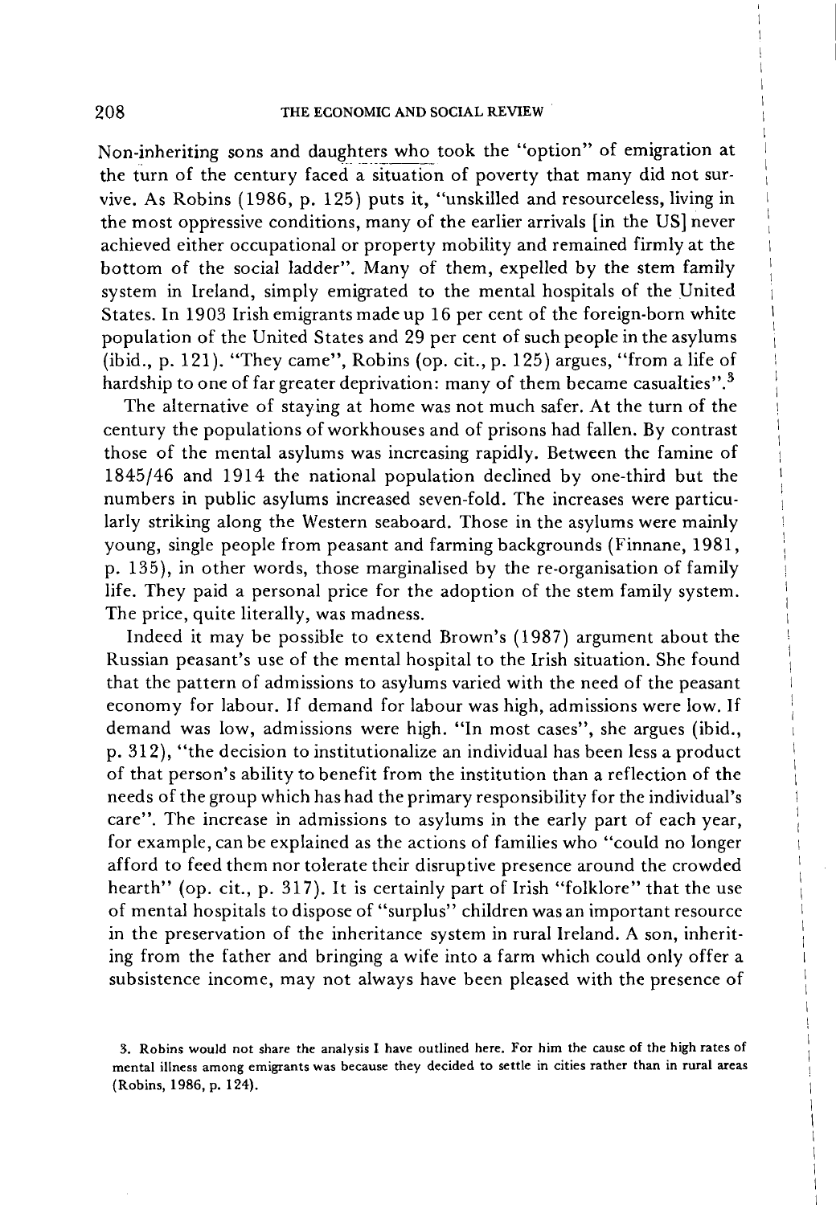Non-inheriting sons and daughters who took the "option" of emigration at the turn of the century faced a situation of poverty that many did not survive. As Robins (1986, p. 125) puts it, "unskilled and resourceless, living in the most oppressive conditions, many of the earlier arrivals [in the US] never achieved either occupational or property mobility and remained firmly at the bottom of the social ladder". Many of them, expelled by the stem family system in Ireland, simply emigrated to the mental hospitals of the United States. In 1903 Irish emigrants made up 16 per cent of the foreign-born white population of the United States and 29 per cent of such people in the asylums (ibid., p. 121). "They came", Robins (op. cit., p. 125) argues, "from a life of hardship to one of far greater deprivation: many of them became casualties".[3]

The alternative of staying at home was not much safer. At the turn of the century the populations of workhouses and of prisons had fallen. By contrast those of the mental asylums was increasing rapidly. Between the famine of 1845/46 and 1914 the national population declined by one-third but the numbers in public asylums increased seven-fold. The increases were particularly striking along the Western seaboard. Those in the asylums were mainly young, single people from peasant and farming backgrounds (Finnane, 1981, p. 135), in other words, those marginalised by the re-organisation of family life. They paid a personal price for the adoption of the stem family system. The price, quite literally, was madness.

Indeed it may be possible to extend Brown's (1987) argument about the Russian peasant's use of the mental hospital to the Irish situation. She found that the pattern of admissions to asylums varied with the need of the peasant economy for labour. If demand for labour was high, admissions were low. If demand was low, admissions were high. "In most cases", she argues (ibid., p. 312), "the decision to institutionalize an individual has been less a product of that person's ability to benefit from the institution than a reflection of the needs of the group which has had the primary responsibility for the individual's care". The increase in admissions to asylums in the early part of each year, for example, can be explained as the actions of families who "could no longer afford to feed them nor tolerate their disruptive presence around the crowded hearth" (op. cit., p. 317). It is certainly part of Irish "folklore" that the use of mental hospitals to dispose of "surplus" children was an important resource in the preservation of the inheritance system in rural Ireland. A son, inheriting from the father and bringing a wife into a farm which could only offer a subsistence income, may not always have been pleased with the presence of

3. Robins would not share the analysis I have outlined here. For him the cause of the high rates of mental illness among emigrants was because they decided to settle in cities rather than in rural areas (Robins, 1986, p. 124).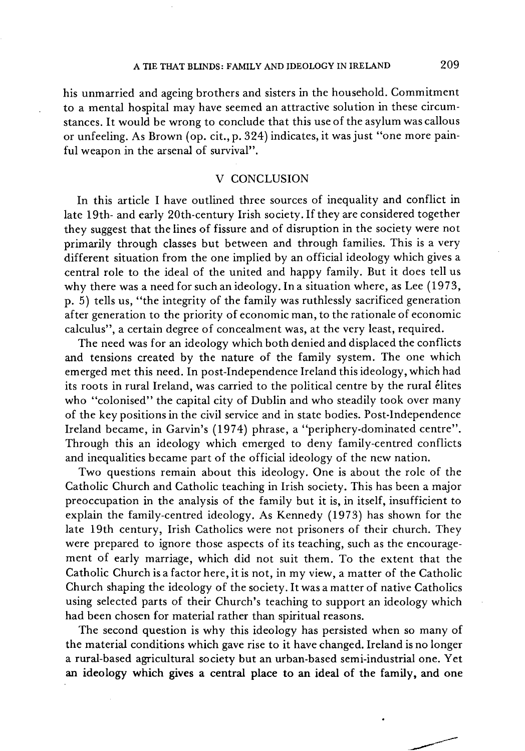his unmarried and ageing brothers and sisters in the household. Commitment to a mental hospital may have seemed an attractive solution in these circumstances. It would be wrong to conclude that this use of the asylum was callous or unfeeling. As Brown (op. cit., p. 324) indicates, it was just "one more painful weapon in the arsenal of survival".

## V CONCLUSION

In this article I have outlined three sources of inequality and conflict in late 19th- and early 20th-century Irish society. If they are considered together they suggest that the lines of fissure and of disruption in the society were not primarily through classes but between and through families. This is a very different situation from the one implied by an official ideology which gives a central role to the ideal of the united and happy family. But it does tell us why there was a need for such an ideology. In a situation where, as Lee (1973, p. 5) tells us, "the integrity of the family was ruthlessly sacrificed generation after generation to the priority of economic man, to the rationale of economic calculus", a certain degree of concealment was, at the very least, required.

The need was for an ideology which both denied and displaced the conflicts and tensions created by the nature of the family system. The one which emerged met this need. In post-Independence Ireland this ideology, which had its roots in rural Ireland, was carried to the political centre by the rural élites who "colonised" the capital city of Dublin and who steadily took over many of the key positions in the civil service and in state bodies. Post-Independence Ireland became, in Garvin's (1974) phrase, a "periphery-dominated centre". Through this an ideology which emerged to deny family-centred conflicts and inequalities became part of the official ideology of the new nation.

Two questions remain about this ideology. One is about the role of the Catholic Church and Catholic teaching in Irish society. This has been a major preoccupation in the analysis of the family but it is, in itself, insufficient to explain the family-centred ideology. As Kennedy (1973) has shown for the late 19th century, Irish Catholics were not prisoners of their church. They were prepared to ignore those aspects of its teaching, such as the encouragement of early marriage, which did not suit them. To the extent that the Catholic Church is a factor here, it is not, in my view, a matter of the Catholic Church shaping the ideology of the society. It was a matter of native Catholics using selected parts of their Church's teaching to support an ideology which had been chosen for material rather than spiritual reasons.

The second question is why this ideology has persisted when so many of the material conditions which gave rise to it have changed. Ireland is no longer a rural-based agricultural society but an urban-based semi-industrial one. Yet an ideology which gives a central place to an ideal of the family, and one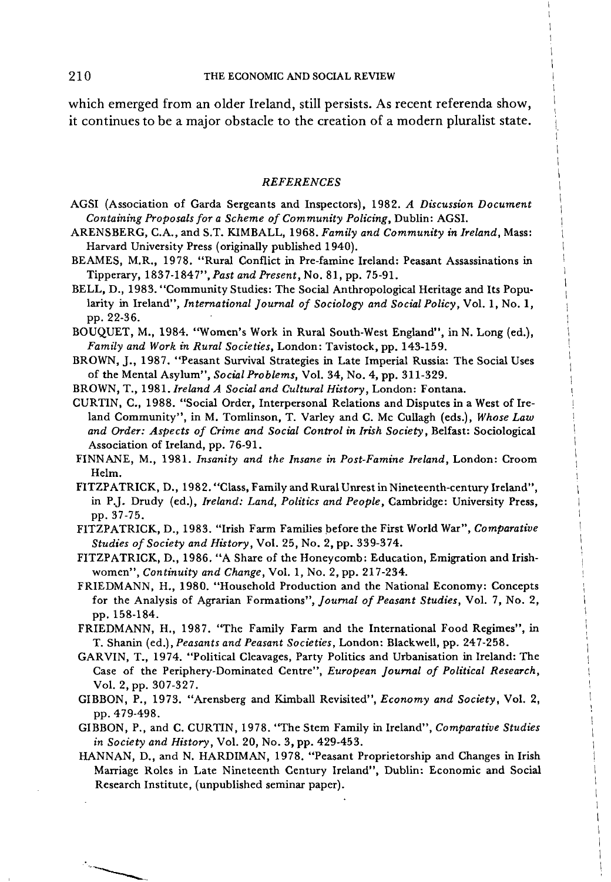which emerged from an older Ireland, still persists. As recent referenda show, it continues to be a major obstacle to the creation of a modern pluralist state.

## *REFERENCES*

AGSI (Association of Garda Sergeants and Inspectors), 1982. *A Discussion Document Containing Proposals for a Scheme of Community Policing*, Dublin: AGSI.

ARENSBERG, C.A., and S.T. KIMBALL, 1968. *Family and Community in Ireland*, Mass: Harvard University Press (originally published 1940).

BEAMES, M.R., 1978. "Rural Conflict in Pre-famine Ireland: Peasant Assassinations in Tipperary, 1837-1847", *Past and Present*, No. 81, pp. 75-91.

BELL, D., 1983. "Community Studies: The Social Anthropological Heritage and Its Popularity in Ireland", *International Journal of Sociology and Social Policy*, Vol. 1, No. 1, pp. 22-36.

BOUQUET, M., 1984. "Women's Work in Rural South-West England", in N. Long (ed.), *Family and Work in Rural Societies*, London: Tavistock, pp. 143-159.

BROWN, J., 1987. "Peasant Survival Strategies in Late Imperial Russia: The Social Uses of the Mental Asylum", *Social Problems*, Vol. 34, No. 4, pp. 311-329.

BROWN, T., 1981. *Ireland A Social and Cultural History*, London: Fontana.

CURTIN, C., 1988. "Social Order, Interpersonal Relations and Disputes in a West of Ireland Community", in M. Tomlinson, T. Varley and C. Mc Cullagh (eds.), *Whose Law and Order: Aspects of Crime and Social Control in Irish Society*, Belfast: Sociological Association of Ireland, pp. 76-91.

FINNANE, M., 1981. *Insanity and the Insane in Post-Famine Ireland*, London: Croom Helm.

FITZPATRICK, D., 1982. "Class, Family and Rural Unrest in Nineteenth-century Ireland", in P.J. Drudy (ed.), *Ireland: Land, Politics and People*, Cambridge: University Press, pp. 37-75.

FITZPATRICK, D., 1983. "Irish Farm Families before the First World War", *Comparative Studies of Society and History*, Vol. 25, No. 2, pp. 339-374.

FITZPATRICK, D., 1986. "A Share of the Honeycomb: Education, Emigration and Irishwomen", *Continuity and Change*, Vol. 1, No. 2, pp. 217-234.

FRIEDMANN, H., 1980. "Household Production and the National Economy: Concepts for the Analysis of Agrarian Formations", *Journal of Peasant Studies*, Vol. 7, No. 2, pp. 158-184.

FRIEDMANN, H., 1987. "The Family Farm and the International Food Regimes", in T. Shanin (ed.), *Peasants and Peasant Societies*, London: Blackwell, pp. 247-258.

GARVIN, T., 1974. "Political Cleavages, Party Politics and Urbanisation in Ireland: The Case of the Periphery-Dominated Centre", *European Journal of Political Research*, Vol. 2, pp. 307-327.

GIBBON, P., 1973. "Arensberg and Kimball Revisited", *Economy and Society*, Vol. 2, pp. 479-498.

GIBBON, P., and C. CURTIN, 1978. "The Stem Family in Ireland", *Comparative Studies in Society and History*, Vol. 20, No. 3, pp. 429-453.

HANNAN, D., and N. HARDIMAN, 1978. "Peasant Proprietorship and Changes in Irish Marriage Roles in Late Nineteenth Century Ireland", Dublin: Economic and Social Research Institute, (unpublished seminar paper).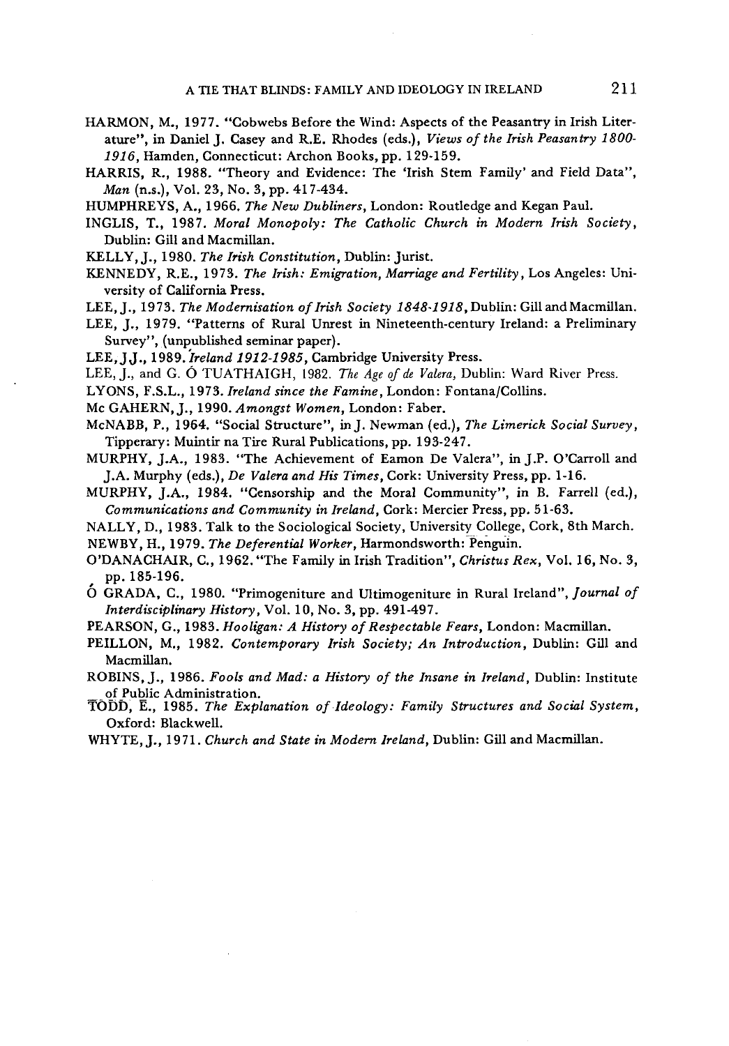HARMON, M., 1977. "Cobwebs Before the Wind: Aspects of the Peasantry in Irish Literature", in Daniel J. Casey and R.E. Rhodes (eds.), *Views of the Irish Peasantry 1800-1916*, Hamden, Connecticut: Archon Books, pp. 129-159.

HARRIS, R., 1988. "Theory and Evidence: The 'Irish Stem Family' and Field Data", *Man* (n.s.), Vol. 23, No. 3, pp. 417-434.

HUMPHREYS, A., 1966. *The New Dubliners*, London: Routledge and Kegan Paul.

INGLIS, T., 1987. *Moral Monopoly: The Catholic Church in Modern Irish Society*, Dublin: Gill and Macmillan.

KELLY, J., 1980. *The Irish Constitution*, Dublin: Jurist.

KENNEDY, R.E., 1973. *The Irish: Emigration, Marriage and Fertility*, Los Angeles: University of California Press.

LEE, J., 1973. *The Modernisation of Irish Society 1848-1918*, Dublin: Gill and Macmillan.

LEE, J., 1979. "Patterns of Rural Unrest in Nineteenth-century Ireland: a Preliminary Survey", (unpublished seminar paper).

LEE, J.J., 1989. *Ireland 1912-1985*, Cambridge University Press.

LEE, J., and G. Ó TUATHAIGH, 1982. *The Age of de Valera*, Dublin: Ward River Press.

LYONS, F.S.L., 1973. *Ireland since the Famine*, London: Fontana/Collins.

Mc GAHERN, J., 1990. *Amongst Women*, London: Faber.

McNABB, P., 1964. "Social Structure", in J. Newman (ed.), *The Limerick Social Survey*, Tipperary: Muintir na Tire Rural Publications, pp. 193-247.

MURPHY, J.A., 1983. "The Achievement of Eamon De Valera", in J.P. O'Carroll and J.A. Murphy (eds.), *De Valera and His Times*, Cork: University Press, pp. 1-16.

MURPHY, J.A., 1984. "Censorship and the Moral Community", in B. Farrell (ed.), *Communications and Community in Ireland*, Cork: Mercier Press, pp. 51-63.

NALLY, D., 1983. Talk to the Sociological Society, University College, Cork, 8th March.

NEWBY, H., 1979. *The Deferential Worker*, Harmondsworth: Penguin.

O'DANACHAIR, C., 1962. "The Family in Irish Tradition", *Christus Rex*, Vol. 16, No. 3, pp. 185-196.

Ó GRADA, C., 1980. "Primogeniture and Ultimogeniture in Rural Ireland", *Journal of Interdisciplinary History*, Vol. 10, No. 3, pp. 491-497.

PEARSON, G., 1983. *Hooligan: A History of Respectable Fears*, London: Macmillan.

PEILLON, M., 1982. *Contemporary Irish Society; An Introduction*, Dublin: Gill and Macmillan.

ROBINS, J., 1986. *Fools and Mad: a History of the Insane in Ireland*, Dublin: Institute of Public Administration.

TODD, E., 1985. *The Explanation of Ideology: Family Structures and Social System*, Oxford: Blackwell.

WHYTE, J., 1971. *Church and State in Modern Ireland*, Dublin: Gill and Macmillan.